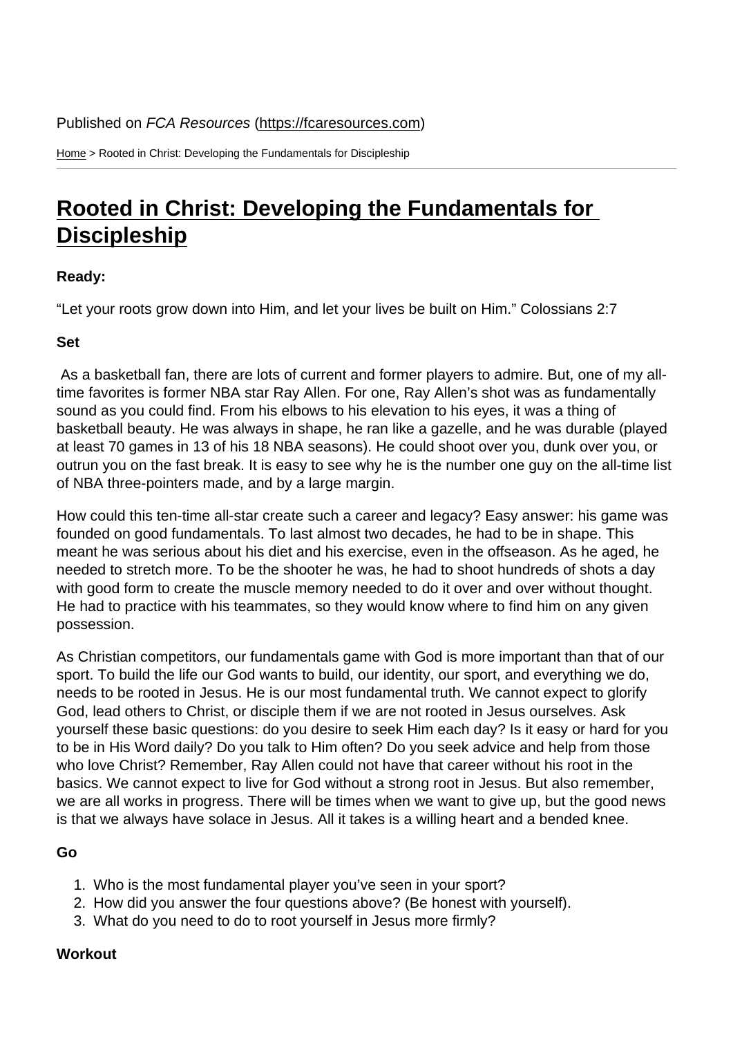Published on *FCA Resources* (https://fcaresources.com)

Home > Rooted in Christ: Developing the Fundamentals for Discipleship

# Rooted in Christ: Developing the Fundamentals for Discipleship

**Ready:**

"Let your roots grow down into Him, and let your lives be built on Him." Colossians 2:7

**Set**

As a basketball fan, there are lots of current and former players to admire. But, one of my all-time favorites is former NBA star Ray Allen. For one, Ray Allen's shot was as fundamentally sound as you could find. From his elbows to his elevation to his eyes, it was a thing of basketball beauty. He was always in shape, he ran like a gazelle, and he was durable (played at least 70 games in 13 of his 18 NBA seasons). He could shoot over you, dunk over you, or outrun you on the fast break. It is easy to see why he is the number one guy on the all-time list of NBA three-pointers made, and by a large margin.

How could this ten-time all-star create such a career and legacy? Easy answer: his game was founded on good fundamentals. To last almost two decades, he had to be in shape. This meant he was serious about his diet and his exercise, even in the offseason. As he aged, he needed to stretch more. To be the shooter he was, he had to shoot hundreds of shots a day with good form to create the muscle memory needed to do it over and over without thought. He had to practice with his teammates, so they would know where to find him on any given possession.

As Christian competitors, our fundamentals game with God is more important than that of our sport. To build the life our God wants to build, our identity, our sport, and everything we do, needs to be rooted in Jesus. He is our most fundamental truth. We cannot expect to glorify God, lead others to Christ, or disciple them if we are not rooted in Jesus ourselves. Ask yourself these basic questions: do you desire to seek Him each day? Is it easy or hard for you to be in His Word daily? Do you talk to Him often? Do you seek advice and help from those who love Christ? Remember, Ray Allen could not have that career without his root in the basics. We cannot expect to live for God without a strong root in Jesus. But also remember, we are all works in progress. There will be times when we want to give up, but the good news is that we always have solace in Jesus. All it takes is a willing heart and a bended knee.

**Go**

1. Who is the most fundamental player you've seen in your sport?
2. How did you answer the four questions above? (Be honest with yourself).
3. What do you need to do to root yourself in Jesus more firmly?

**Workout**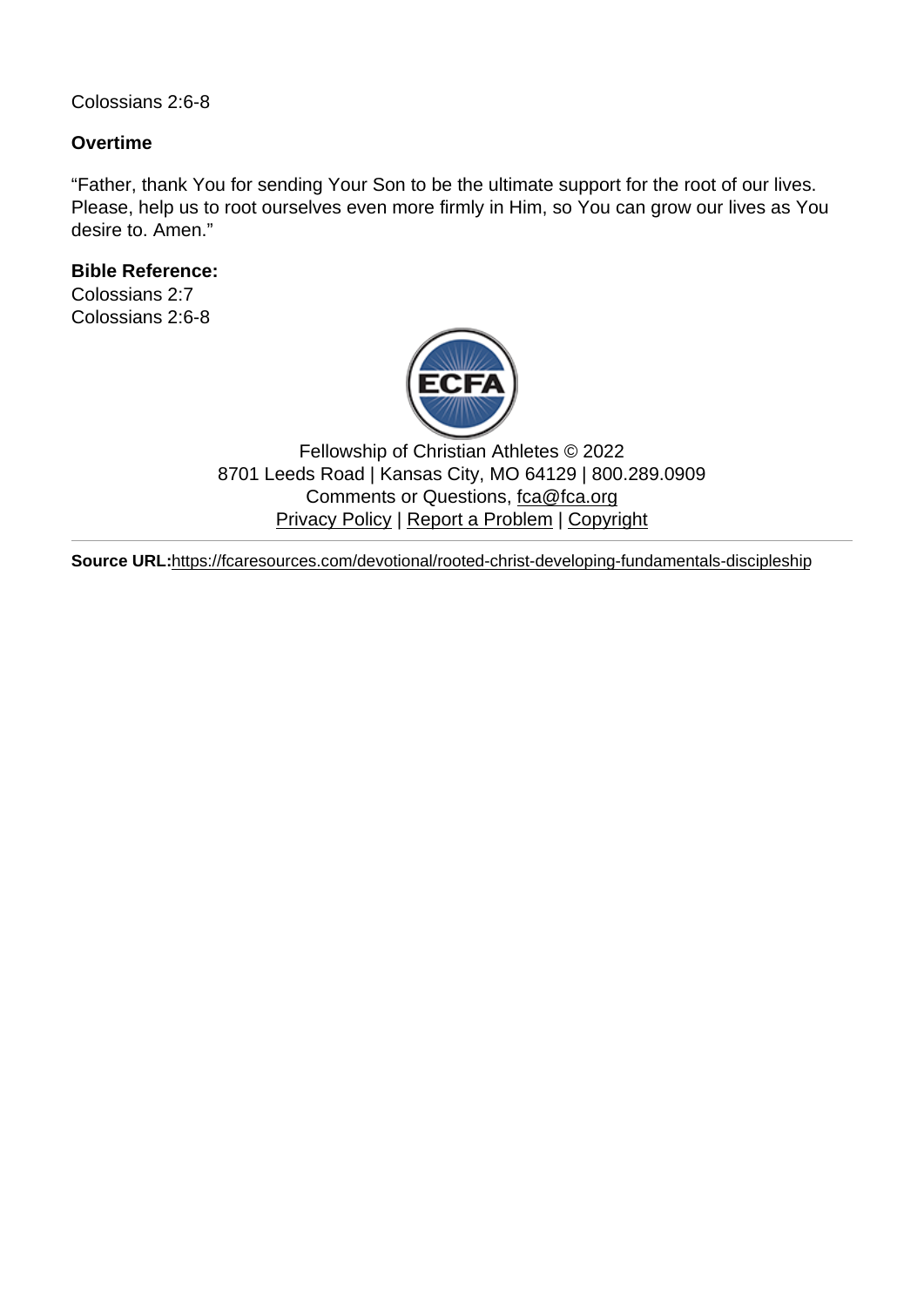Colossians 2:6-8

**Overtime**

“Father, thank You for sending Your Son to be the ultimate support for the root of our lives. Please, help us to root ourselves even more firmly in Him, so You can grow our lives as You desire to. Amen.”

**Bible Reference:**
Colossians 2:7
Colossians 2:6-8

Fellowship of Christian Athletes © 2022
8701 Leeds Road | Kansas City, MO 64129 | 800.289.0909
Comments or Questions, fca@fca.org
Privacy Policy | Report a Problem | Copyright

**Source URL:**https://fcaresources.com/devotional/rooted-christ-developing-fundamentals-discipleship